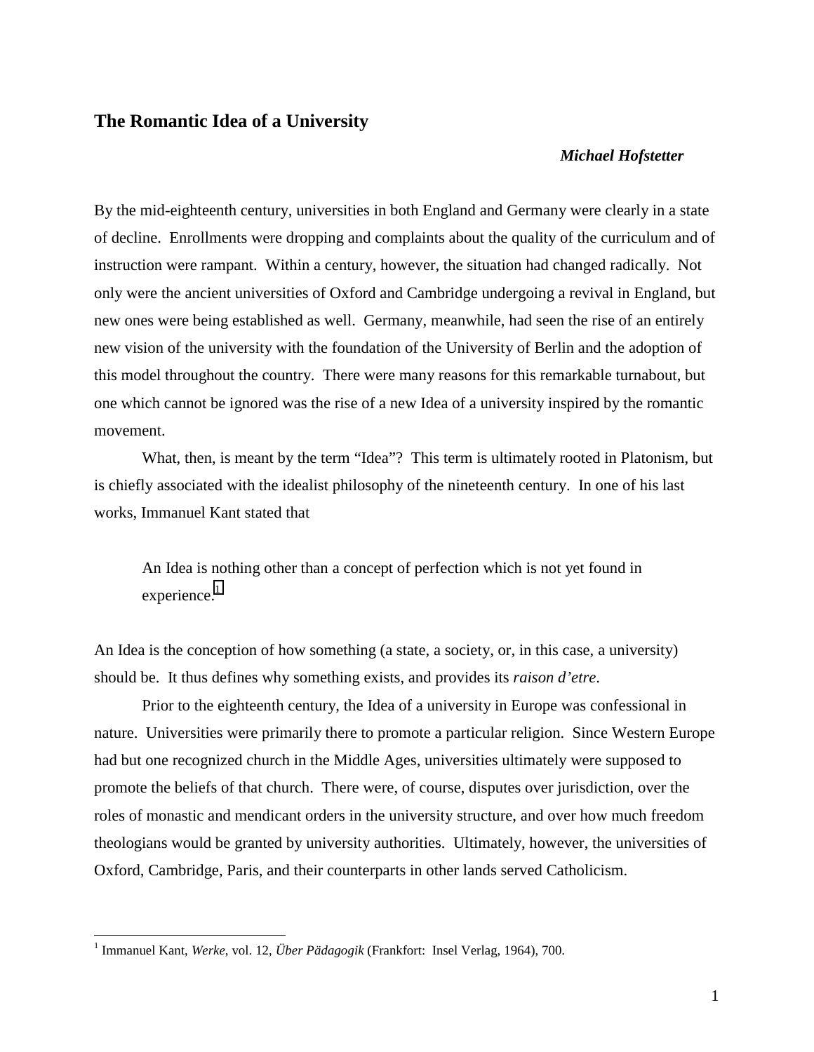# The Romantic Idea of a University

***Michael Hofstetter***

By the mid-eighteenth century, universities in both England and Germany were clearly in a state of decline. Enrollments were dropping and complaints about the quality of the curriculum and of instruction were rampant. Within a century, however, the situation had changed radically. Not only were the ancient universities of Oxford and Cambridge undergoing a revival in England, but new ones were being established as well. Germany, meanwhile, had seen the rise of an entirely new vision of the university with the foundation of the University of Berlin and the adoption of this model throughout the country. There were many reasons for this remarkable turnabout, but one which cannot be ignored was the rise of a new Idea of a university inspired by the romantic movement.

What, then, is meant by the term "Idea"? This term is ultimately rooted in Platonism, but is chiefly associated with the idealist philosophy of the nineteenth century. In one of his last works, Immanuel Kant stated that

> An Idea is nothing other than a concept of perfection which is not yet found in experience.[1]

An Idea is the conception of how something (a state, a society, or, in this case, a university) should be. It thus defines why something exists, and provides its *raison d'etre*.

Prior to the eighteenth century, the Idea of a university in Europe was confessional in nature. Universities were primarily there to promote a particular religion. Since Western Europe had but one recognized church in the Middle Ages, universities ultimately were supposed to promote the beliefs of that church. There were, of course, disputes over jurisdiction, over the roles of monastic and mendicant orders in the university structure, and over how much freedom theologians would be granted by university authorities. Ultimately, however, the universities of Oxford, Cambridge, Paris, and their counterparts in other lands served Catholicism.

---

[1] Immanuel Kant, *Werke*, vol. 12, *Über Pädagogik* (Frankfort: Insel Verlag, 1964), 700.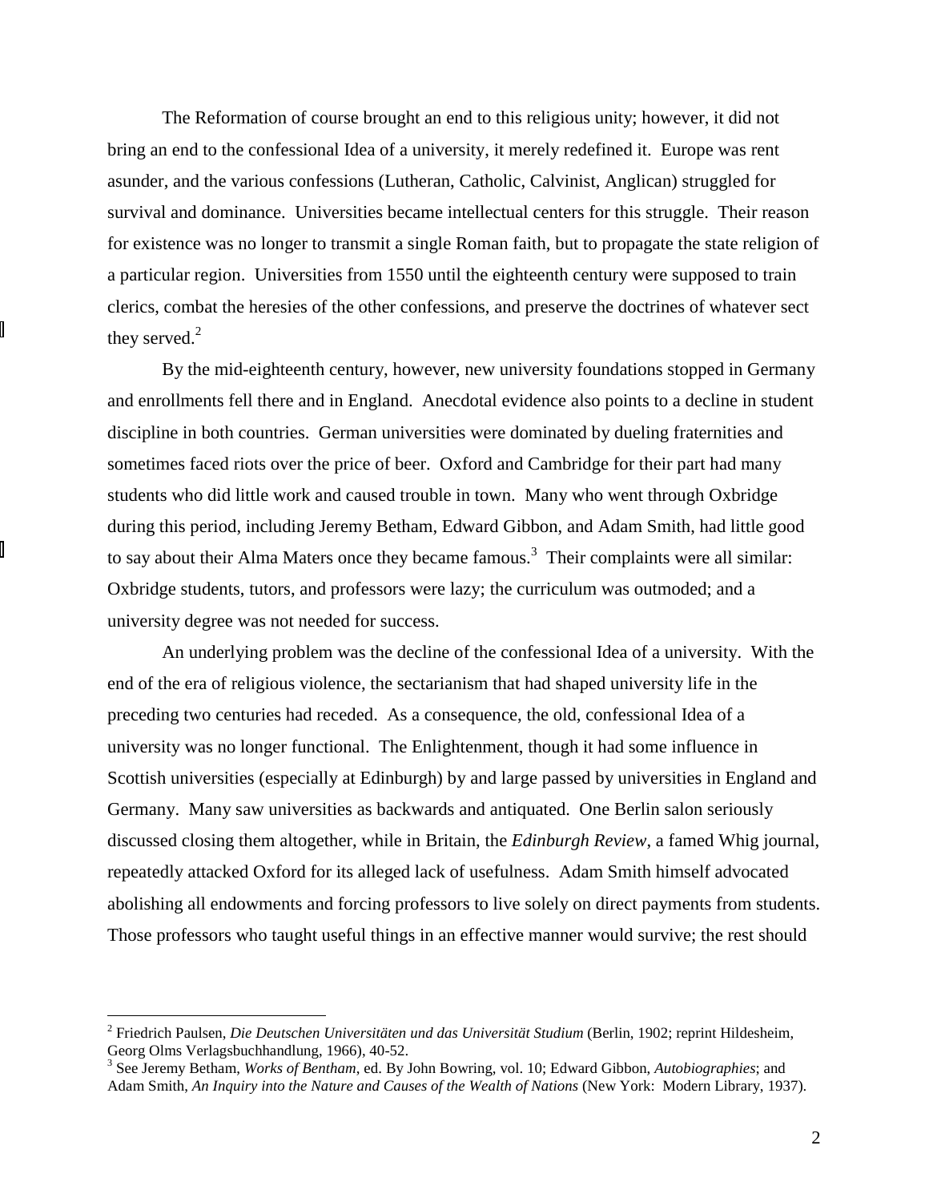The Reformation of course brought an end to this religious unity; however, it did not bring an end to the confessional Idea of a university, it merely redefined it. Europe was rent asunder, and the various confessions (Lutheran, Catholic, Calvinist, Anglican) struggled for survival and dominance. Universities became intellectual centers for this struggle. Their reason for existence was no longer to transmit a single Roman faith, but to propagate the state religion of a particular region. Universities from 1550 until the eighteenth century were supposed to train clerics, combat the heresies of the other confessions, and preserve the doctrines of whatever sect they served.[2]

By the mid-eighteenth century, however, new university foundations stopped in Germany and enrollments fell there and in England. Anecdotal evidence also points to a decline in student discipline in both countries. German universities were dominated by dueling fraternities and sometimes faced riots over the price of beer. Oxford and Cambridge for their part had many students who did little work and caused trouble in town. Many who went through Oxbridge during this period, including Jeremy Betham, Edward Gibbon, and Adam Smith, had little good to say about their Alma Maters once they became famous.[3] Their complaints were all similar: Oxbridge students, tutors, and professors were lazy; the curriculum was outmoded; and a university degree was not needed for success.

An underlying problem was the decline of the confessional Idea of a university. With the end of the era of religious violence, the sectarianism that had shaped university life in the preceding two centuries had receded. As a consequence, the old, confessional Idea of a university was no longer functional. The Enlightenment, though it had some influence in Scottish universities (especially at Edinburgh) by and large passed by universities in England and Germany. Many saw universities as backwards and antiquated. One Berlin salon seriously discussed closing them altogether, while in Britain, the *Edinburgh Review*, a famed Whig journal, repeatedly attacked Oxford for its alleged lack of usefulness. Adam Smith himself advocated abolishing all endowments and forcing professors to live solely on direct payments from students. Those professors who taught useful things in an effective manner would survive; the rest should

---

[2] Friedrich Paulsen, *Die Deutschen Universitäten und das Universität Studium* (Berlin, 1902; reprint Hildesheim, Georg Olms Verlagsbuchhandlung, 1966), 40-52.

[3] See Jeremy Betham, *Works of Bentham*, ed. By John Bowring, vol. 10; Edward Gibbon, *Autobiographies*; and Adam Smith, *An Inquiry into the Nature and Causes of the Wealth of Nations* (New York: Modern Library, 1937).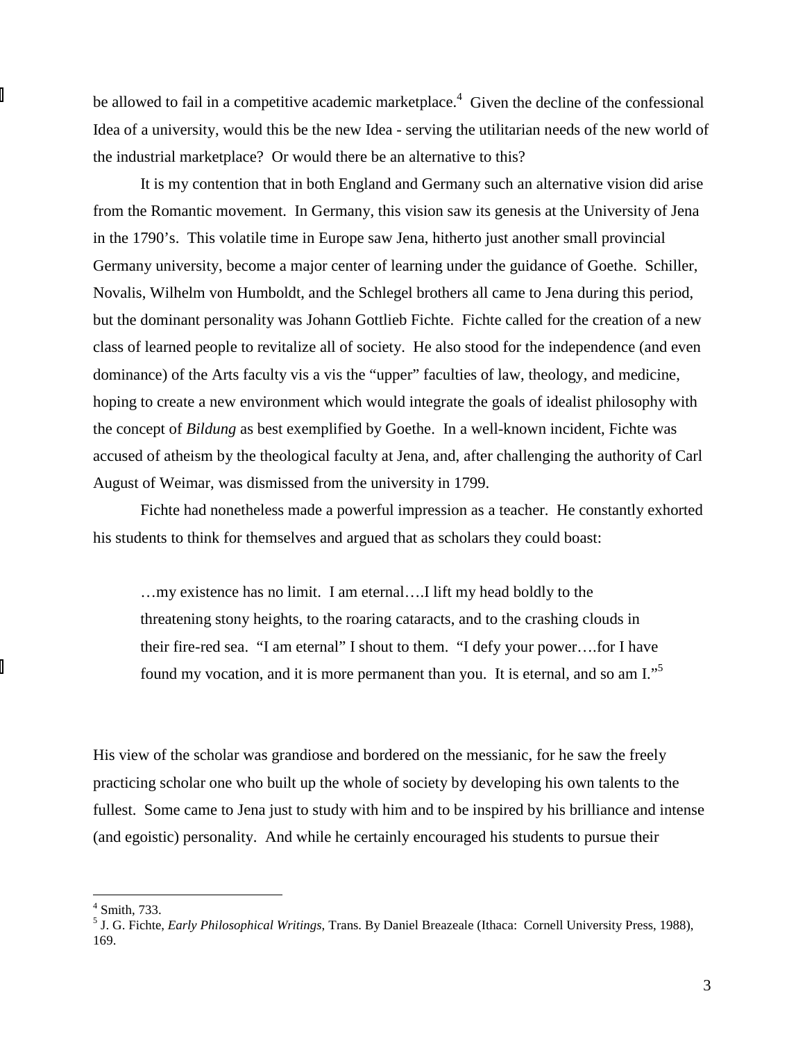be allowed to fail in a competitive academic marketplace.[4] Given the decline of the confessional Idea of a university, would this be the new Idea - serving the utilitarian needs of the new world of the industrial marketplace? Or would there be an alternative to this?

It is my contention that in both England and Germany such an alternative vision did arise from the Romantic movement. In Germany, this vision saw its genesis at the University of Jena in the 1790's. This volatile time in Europe saw Jena, hitherto just another small provincial Germany university, become a major center of learning under the guidance of Goethe. Schiller, Novalis, Wilhelm von Humboldt, and the Schlegel brothers all came to Jena during this period, but the dominant personality was Johann Gottlieb Fichte. Fichte called for the creation of a new class of learned people to revitalize all of society. He also stood for the independence (and even dominance) of the Arts faculty vis a vis the "upper" faculties of law, theology, and medicine, hoping to create a new environment which would integrate the goals of idealist philosophy with the concept of *Bildung* as best exemplified by Goethe. In a well-known incident, Fichte was accused of atheism by the theological faculty at Jena, and, after challenging the authority of Carl August of Weimar, was dismissed from the university in 1799.

Fichte had nonetheless made a powerful impression as a teacher. He constantly exhorted his students to think for themselves and argued that as scholars they could boast:

> …my existence has no limit. I am eternal….I lift my head boldly to the threatening stony heights, to the roaring cataracts, and to the crashing clouds in their fire-red sea. "I am eternal" I shout to them. "I defy your power….for I have found my vocation, and it is more permanent than you. It is eternal, and so am I."[5]

His view of the scholar was grandiose and bordered on the messianic, for he saw the freely practicing scholar one who built up the whole of society by developing his own talents to the fullest. Some came to Jena just to study with him and to be inspired by his brilliance and intense (and egoistic) personality. And while he certainly encouraged his students to pursue their

---

[4] Smith, 733.

[5] J. G. Fichte, *Early Philosophical Writings*, Trans. By Daniel Breazeale (Ithaca: Cornell University Press, 1988), 169.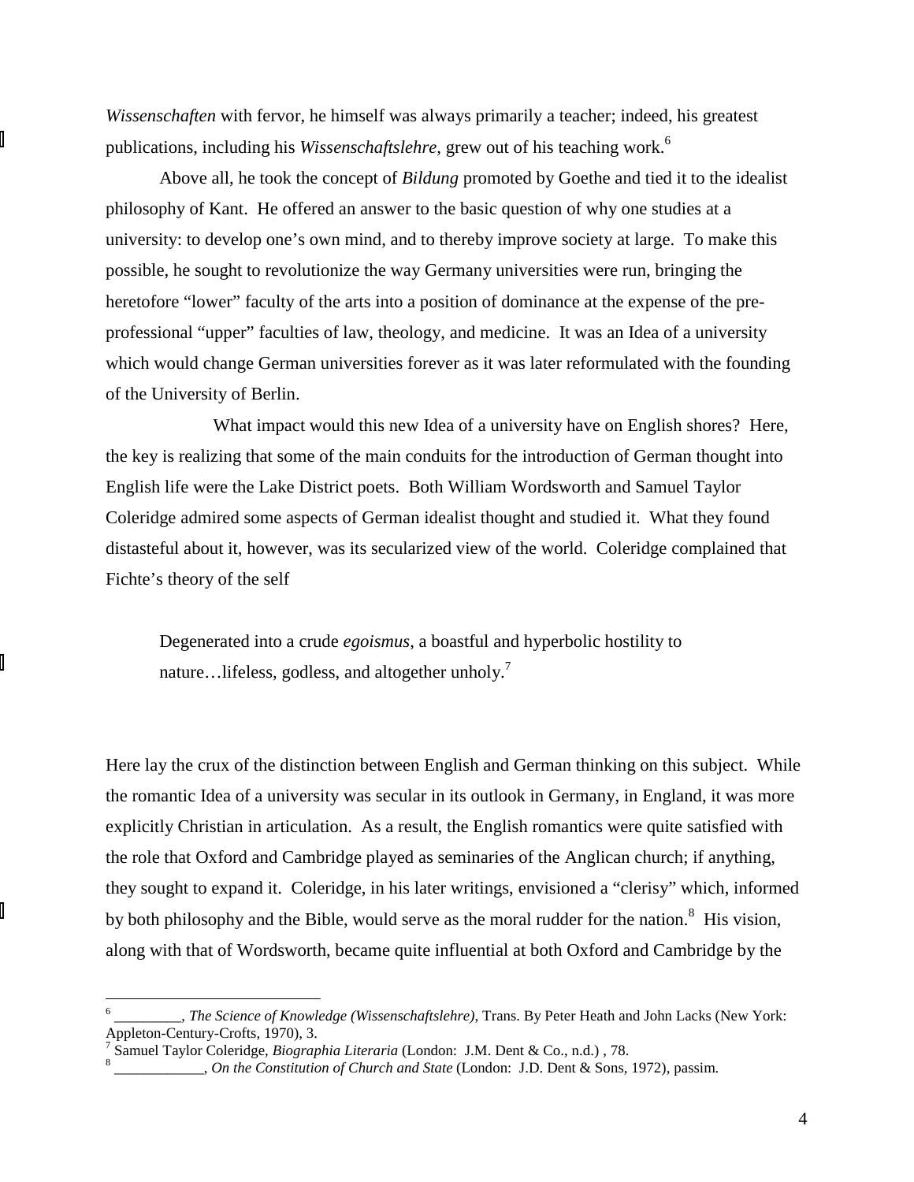*Wissenschaften* with fervor, he himself was always primarily a teacher; indeed, his greatest publications, including his *Wissenschaftslehre*, grew out of his teaching work.[6]

Above all, he took the concept of *Bildung* promoted by Goethe and tied it to the idealist philosophy of Kant. He offered an answer to the basic question of why one studies at a university: to develop one's own mind, and to thereby improve society at large. To make this possible, he sought to revolutionize the way Germany universities were run, bringing the heretofore "lower" faculty of the arts into a position of dominance at the expense of the pre-professional "upper" faculties of law, theology, and medicine. It was an Idea of a university which would change German universities forever as it was later reformulated with the founding of the University of Berlin.

What impact would this new Idea of a university have on English shores? Here, the key is realizing that some of the main conduits for the introduction of German thought into English life were the Lake District poets. Both William Wordsworth and Samuel Taylor Coleridge admired some aspects of German idealist thought and studied it. What they found distasteful about it, however, was its secularized view of the world. Coleridge complained that Fichte's theory of the self

> Degenerated into a crude *egoismus*, a boastful and hyperbolic hostility to nature…lifeless, godless, and altogether unholy.[7]

Here lay the crux of the distinction between English and German thinking on this subject. While the romantic Idea of a university was secular in its outlook in Germany, in England, it was more explicitly Christian in articulation. As a result, the English romantics were quite satisfied with the role that Oxford and Cambridge played as seminaries of the Anglican church; if anything, they sought to expand it. Coleridge, in his later writings, envisioned a "clerisy" which, informed by both philosophy and the Bible, would serve as the moral rudder for the nation.[8] His vision, along with that of Wordsworth, became quite influential at both Oxford and Cambridge by the

---

[6] _________, *The Science of Knowledge (Wissenschaftslehre)*, Trans. By Peter Heath and John Lacks (New York: Appleton-Century-Crofts, 1970), 3.

[7] Samuel Taylor Coleridge, *Biographia Literaria* (London: J.M. Dent & Co., n.d.) , 78.

[8] ____________, *On the Constitution of Church and State* (London: J.D. Dent & Sons, 1972), passim.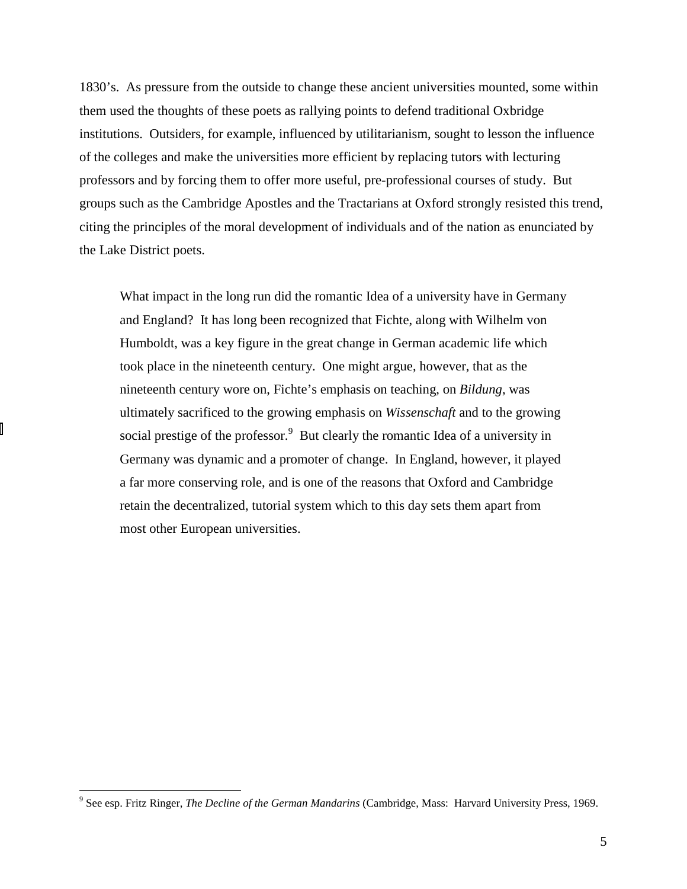1830's. As pressure from the outside to change these ancient universities mounted, some within them used the thoughts of these poets as rallying points to defend traditional Oxbridge institutions. Outsiders, for example, influenced by utilitarianism, sought to lesson the influence of the colleges and make the universities more efficient by replacing tutors with lecturing professors and by forcing them to offer more useful, pre-professional courses of study. But groups such as the Cambridge Apostles and the Tractarians at Oxford strongly resisted this trend, citing the principles of the moral development of individuals and of the nation as enunciated by the Lake District poets.

> What impact in the long run did the romantic Idea of a university have in Germany and England? It has long been recognized that Fichte, along with Wilhelm von Humboldt, was a key figure in the great change in German academic life which took place in the nineteenth century. One might argue, however, that as the nineteenth century wore on, Fichte's emphasis on teaching, on *Bildung*, was ultimately sacrificed to the growing emphasis on *Wissenschaft* and to the growing social prestige of the professor.[9] But clearly the romantic Idea of a university in Germany was dynamic and a promoter of change. In England, however, it played a far more conserving role, and is one of the reasons that Oxford and Cambridge retain the decentralized, tutorial system which to this day sets them apart from most other European universities.

---

[9] See esp. Fritz Ringer, *The Decline of the German Mandarins* (Cambridge, Mass: Harvard University Press, 1969.